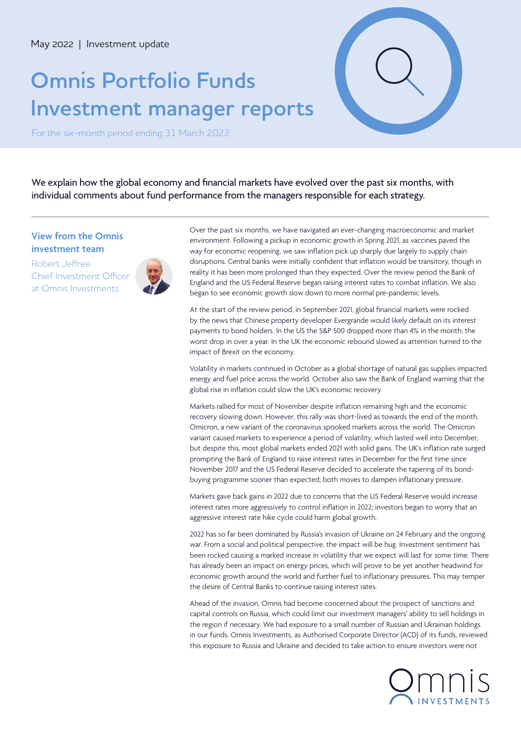May 2022 | Investment update

# Omnis Portfolio Funds Investment manager reports

For the six-month period ending 31 March 2022

We explain how the global economy and financial markets have evolved over the past six months, with individual comments about fund performance from the managers responsible for each strategy.

## View from the Omnis investment team

Robert Jeffree
Chief Investment Officer
at Omnis Investments

Over the past six months, we have navigated an ever-changing macroeconomic and market environment. Following a pickup in economic growth in Spring 2021, as vaccines paved the way for economic reopening, we saw inflation pick up sharply due largely to supply chain disruptions. Central banks were initially confident that inflation would be transitory, though in reality it has been more prolonged than they expected. Over the review period the Bank of England and the US Federal Reserve began raising interest rates to combat inflation. We also began to see economic growth slow down to more normal pre-pandemic levels.

At the start of the review period, in September 2021, global financial markets were rocked by the news that Chinese property developer Evergrande would likely default on its interest payments to bond holders. In the US the S&P 500 dropped more than 4% in the month; the worst drop in over a year. In the UK the economic rebound slowed as attention turned to the impact of Brexit on the economy.

Volatility in markets continued in October as a global shortage of natural gas supplies impacted energy and fuel price across the world. October also saw the Bank of England warning that the global rise in inflation could slow the UK's economic recovery.

Markets rallied for most of November despite inflation remaining high and the economic recovery slowing down. However, this rally was short-lived as towards the end of the month, Omicron, a new variant of the coronavirus spooked markets across the world. The Omicron variant caused markets to experience a period of volatility, which lasted well into December, but despite this, most global markets ended 2021 with solid gains. The UK's inflation rate surged prompting the Bank of England to raise interest rates in December for the first time since November 2017 and the US Federal Reserve decided to accelerate the tapering of its bond-buying programme sooner than expected; both moves to dampen inflationary pressure.

Markets gave back gains in 2022 due to concerns that the US Federal Reserve would increase interest rates more aggressively to control inflation in 2022; investors began to worry that an aggressive interest rate hike cycle could harm global growth.

2022 has so far been dominated by Russia's invasion of Ukraine on 24 February and the ongoing war. From a social and political perspective, the impact will be hug. Investment sentiment has been rocked causing a marked increase in volatility that we expect will last for some time. There has already been an impact on energy prices, which will prove to be yet another headwind for economic growth around the world and further fuel to inflationary pressures. This may temper the desire of Central Banks to continue raising interest rates.

Ahead of the invasion, Omnis had become concerned about the prospect of sanctions and capital controls on Russia, which could limit our investment managers' ability to sell holdings in the region if necessary. We had exposure to a small number of Russian and Ukrainian holdings in our funds. Omnis Investments, as Authorised Corporate Director (ACD) of its funds, reviewed this exposure to Russia and Ukraine and decided to take action to ensure investors were not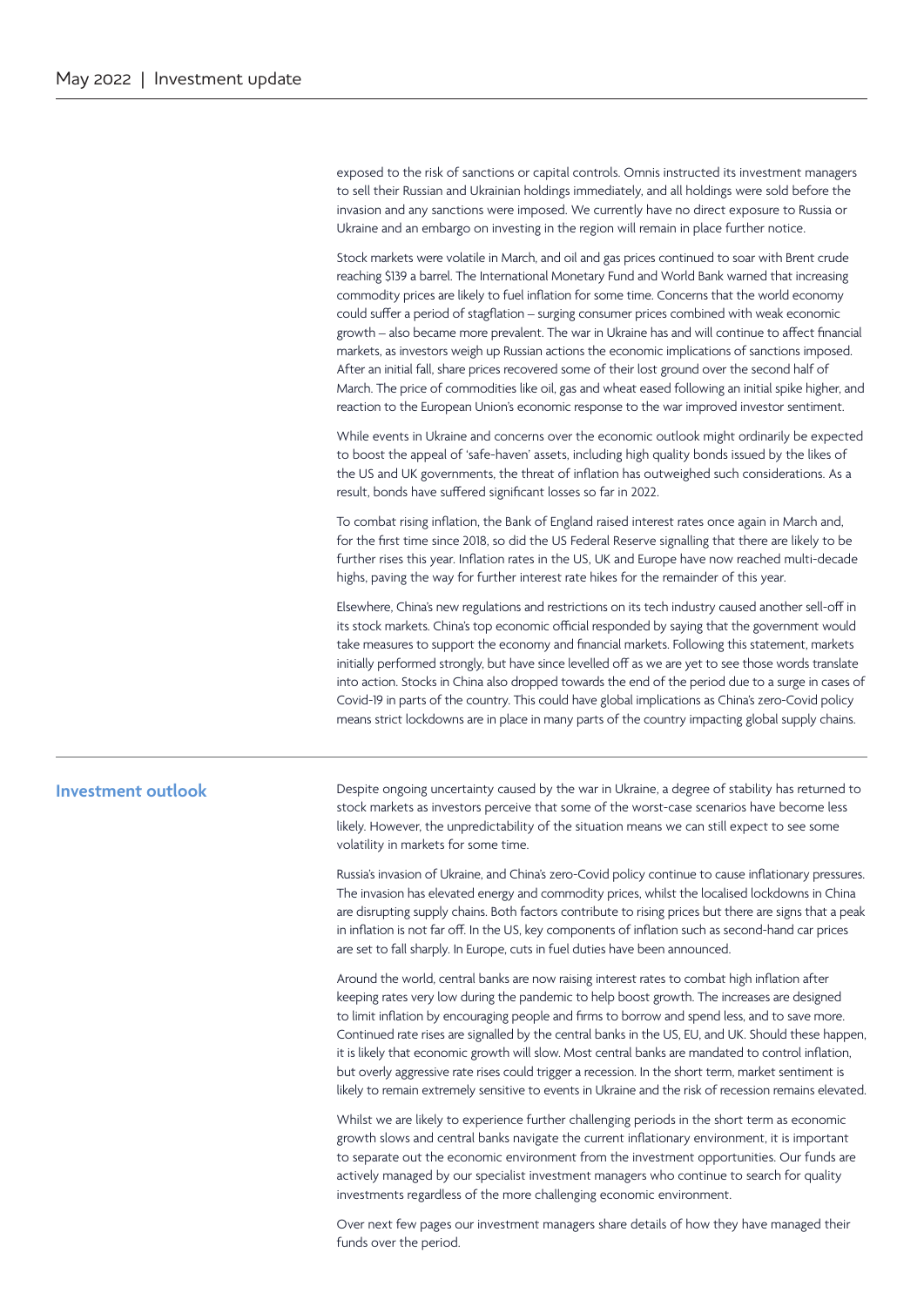exposed to the risk of sanctions or capital controls. Omnis instructed its investment managers to sell their Russian and Ukrainian holdings immediately, and all holdings were sold before the invasion and any sanctions were imposed. We currently have no direct exposure to Russia or Ukraine and an embargo on investing in the region will remain in place further notice.

Stock markets were volatile in March, and oil and gas prices continued to soar with Brent crude reaching $139 a barrel. The International Monetary Fund and World Bank warned that increasing commodity prices are likely to fuel inflation for some time. Concerns that the world economy could suffer a period of stagflation – surging consumer prices combined with weak economic growth – also became more prevalent. The war in Ukraine has and will continue to affect financial markets, as investors weigh up Russian actions the economic implications of sanctions imposed. After an initial fall, share prices recovered some of their lost ground over the second half of March. The price of commodities like oil, gas and wheat eased following an initial spike higher, and reaction to the European Union's economic response to the war improved investor sentiment.

While events in Ukraine and concerns over the economic outlook might ordinarily be expected to boost the appeal of 'safe-haven' assets, including high quality bonds issued by the likes of the US and UK governments, the threat of inflation has outweighed such considerations. As a result, bonds have suffered significant losses so far in 2022.

To combat rising inflation, the Bank of England raised interest rates once again in March and, for the first time since 2018, so did the US Federal Reserve signalling that there are likely to be further rises this year. Inflation rates in the US, UK and Europe have now reached multi-decade highs, paving the way for further interest rate hikes for the remainder of this year.

Elsewhere, China's new regulations and restrictions on its tech industry caused another sell-off in its stock markets. China's top economic official responded by saying that the government would take measures to support the economy and financial markets. Following this statement, markets initially performed strongly, but have since levelled off as we are yet to see those words translate into action. Stocks in China also dropped towards the end of the period due to a surge in cases of Covid-19 in parts of the country. This could have global implications as China's zero-Covid policy means strict lockdowns are in place in many parts of the country impacting global supply chains.

## Investment outlook

Despite ongoing uncertainty caused by the war in Ukraine, a degree of stability has returned to stock markets as investors perceive that some of the worst-case scenarios have become less likely. However, the unpredictability of the situation means we can still expect to see some volatility in markets for some time.

Russia's invasion of Ukraine, and China's zero-Covid policy continue to cause inflationary pressures. The invasion has elevated energy and commodity prices, whilst the localised lockdowns in China are disrupting supply chains. Both factors contribute to rising prices but there are signs that a peak in inflation is not far off. In the US, key components of inflation such as second-hand car prices are set to fall sharply. In Europe, cuts in fuel duties have been announced.

Around the world, central banks are now raising interest rates to combat high inflation after keeping rates very low during the pandemic to help boost growth. The increases are designed to limit inflation by encouraging people and firms to borrow and spend less, and to save more. Continued rate rises are signalled by the central banks in the US, EU, and UK. Should these happen, it is likely that economic growth will slow. Most central banks are mandated to control inflation, but overly aggressive rate rises could trigger a recession. In the short term, market sentiment is likely to remain extremely sensitive to events in Ukraine and the risk of recession remains elevated.

Whilst we are likely to experience further challenging periods in the short term as economic growth slows and central banks navigate the current inflationary environment, it is important to separate out the economic environment from the investment opportunities. Our funds are actively managed by our specialist investment managers who continue to search for quality investments regardless of the more challenging economic environment.

Over next few pages our investment managers share details of how they have managed their funds over the period.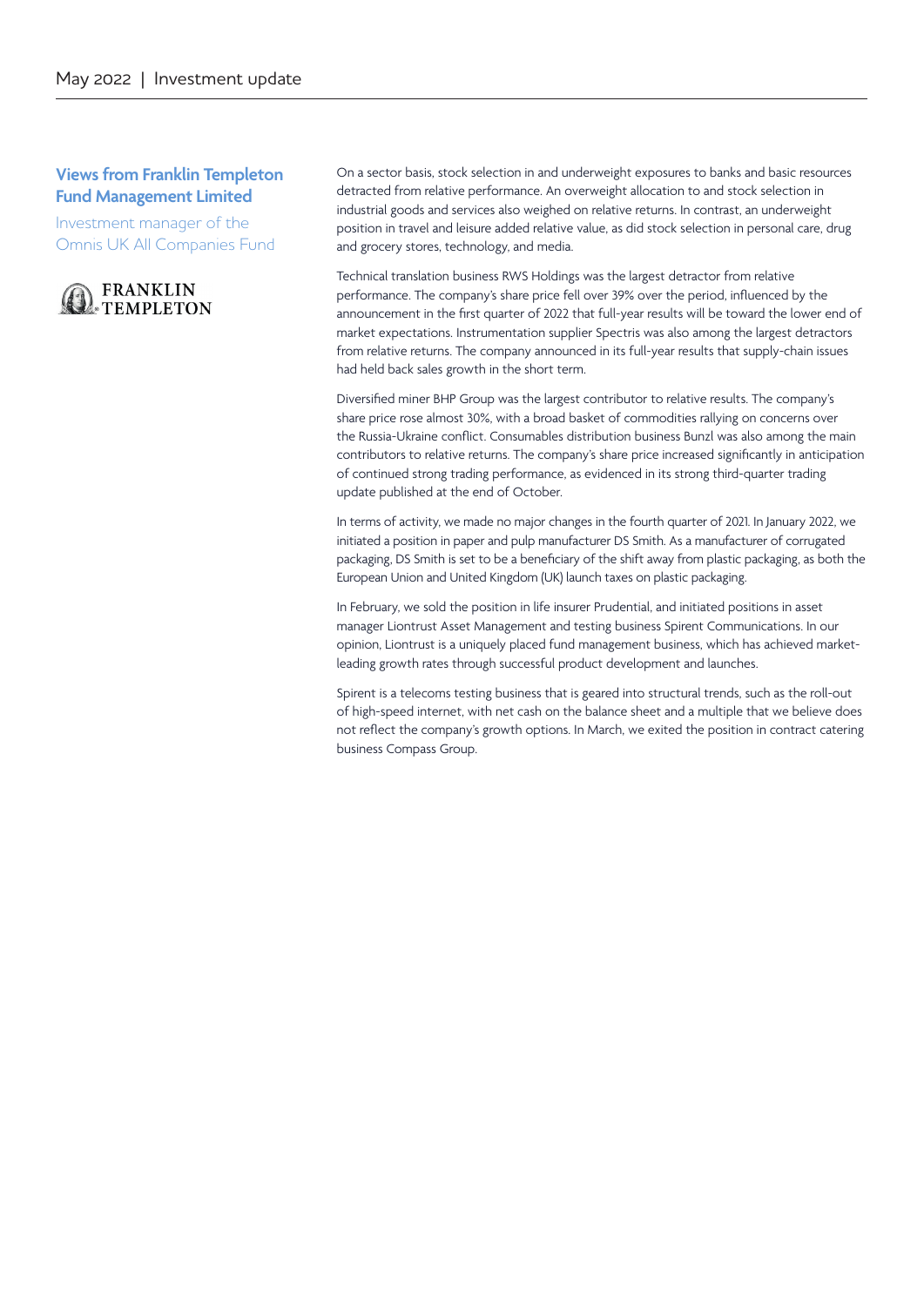## Views from Franklin Templeton Fund Management Limited

Investment manager of the Omnis UK All Companies Fund

FRANKLIN TEMPLETON

On a sector basis, stock selection in and underweight exposures to banks and basic resources detracted from relative performance. An overweight allocation to and stock selection in industrial goods and services also weighed on relative returns. In contrast, an underweight position in travel and leisure added relative value, as did stock selection in personal care, drug and grocery stores, technology, and media.

Technical translation business RWS Holdings was the largest detractor from relative performance. The company's share price fell over 39% over the period, influenced by the announcement in the first quarter of 2022 that full-year results will be toward the lower end of market expectations. Instrumentation supplier Spectris was also among the largest detractors from relative returns. The company announced in its full-year results that supply-chain issues had held back sales growth in the short term.

Diversified miner BHP Group was the largest contributor to relative results. The company's share price rose almost 30%, with a broad basket of commodities rallying on concerns over the Russia-Ukraine conflict. Consumables distribution business Bunzl was also among the main contributors to relative returns. The company's share price increased significantly in anticipation of continued strong trading performance, as evidenced in its strong third-quarter trading update published at the end of October.

In terms of activity, we made no major changes in the fourth quarter of 2021. In January 2022, we initiated a position in paper and pulp manufacturer DS Smith. As a manufacturer of corrugated packaging, DS Smith is set to be a beneficiary of the shift away from plastic packaging, as both the European Union and United Kingdom (UK) launch taxes on plastic packaging.

In February, we sold the position in life insurer Prudential, and initiated positions in asset manager Liontrust Asset Management and testing business Spirent Communications. In our opinion, Liontrust is a uniquely placed fund management business, which has achieved market-leading growth rates through successful product development and launches.

Spirent is a telecoms testing business that is geared into structural trends, such as the roll-out of high-speed internet, with net cash on the balance sheet and a multiple that we believe does not reflect the company's growth options. In March, we exited the position in contract catering business Compass Group.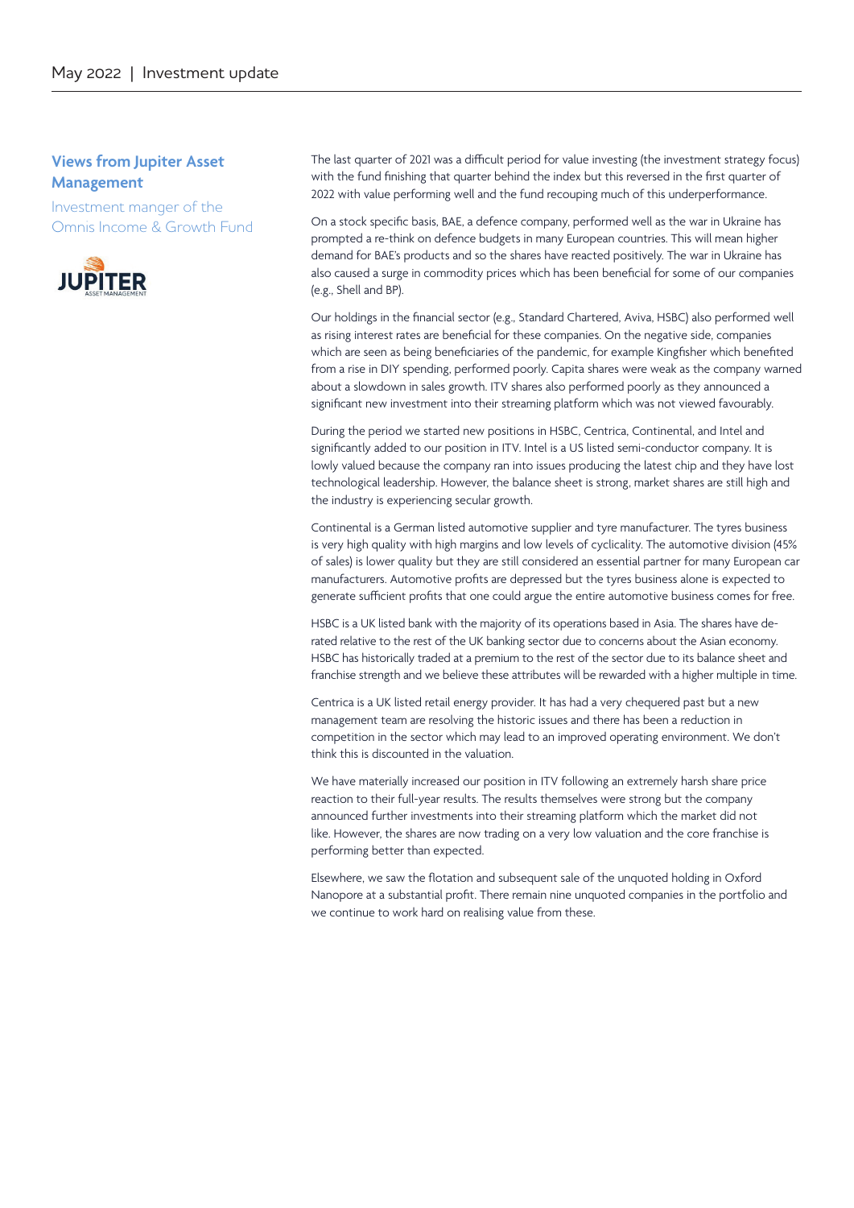## Views from Jupiter Asset Management

Investment manger of the Omnis Income & Growth Fund

The last quarter of 2021 was a difficult period for value investing (the investment strategy focus) with the fund finishing that quarter behind the index but this reversed in the first quarter of 2022 with value performing well and the fund recouping much of this underperformance.

On a stock specific basis, BAE, a defence company, performed well as the war in Ukraine has prompted a re-think on defence budgets in many European countries. This will mean higher demand for BAE's products and so the shares have reacted positively. The war in Ukraine has also caused a surge in commodity prices which has been beneficial for some of our companies (e.g., Shell and BP).

Our holdings in the financial sector (e.g., Standard Chartered, Aviva, HSBC) also performed well as rising interest rates are beneficial for these companies. On the negative side, companies which are seen as being beneficiaries of the pandemic, for example Kingfisher which benefited from a rise in DIY spending, performed poorly. Capita shares were weak as the company warned about a slowdown in sales growth. ITV shares also performed poorly as they announced a significant new investment into their streaming platform which was not viewed favourably.

During the period we started new positions in HSBC, Centrica, Continental, and Intel and significantly added to our position in ITV. Intel is a US listed semi-conductor company. It is lowly valued because the company ran into issues producing the latest chip and they have lost technological leadership. However, the balance sheet is strong, market shares are still high and the industry is experiencing secular growth.

Continental is a German listed automotive supplier and tyre manufacturer. The tyres business is very high quality with high margins and low levels of cyclicality. The automotive division (45% of sales) is lower quality but they are still considered an essential partner for many European car manufacturers. Automotive profits are depressed but the tyres business alone is expected to generate sufficient profits that one could argue the entire automotive business comes for free.

HSBC is a UK listed bank with the majority of its operations based in Asia. The shares have de-rated relative to the rest of the UK banking sector due to concerns about the Asian economy. HSBC has historically traded at a premium to the rest of the sector due to its balance sheet and franchise strength and we believe these attributes will be rewarded with a higher multiple in time.

Centrica is a UK listed retail energy provider. It has had a very chequered past but a new management team are resolving the historic issues and there has been a reduction in competition in the sector which may lead to an improved operating environment. We don't think this is discounted in the valuation.

We have materially increased our position in ITV following an extremely harsh share price reaction to their full-year results. The results themselves were strong but the company announced further investments into their streaming platform which the market did not like. However, the shares are now trading on a very low valuation and the core franchise is performing better than expected.

Elsewhere, we saw the flotation and subsequent sale of the unquoted holding in Oxford Nanopore at a substantial profit. There remain nine unquoted companies in the portfolio and we continue to work hard on realising value from these.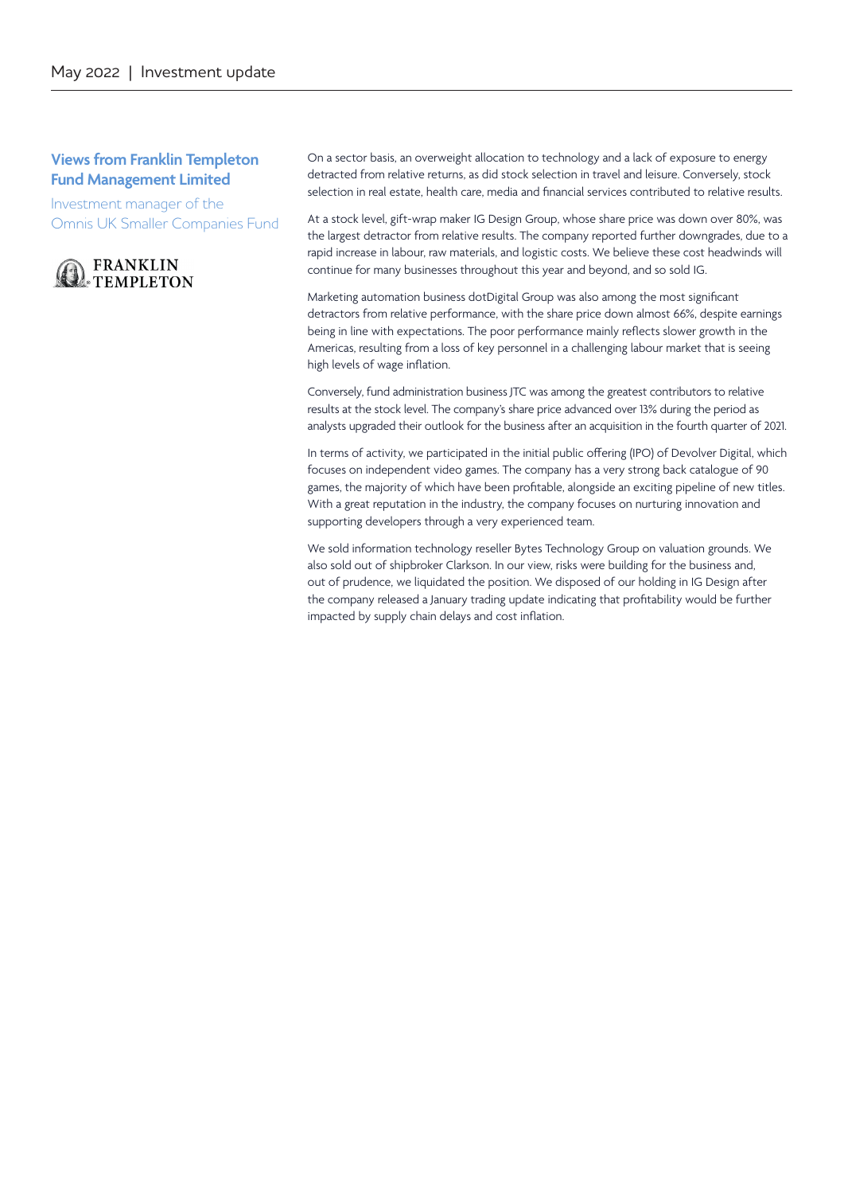## Views from Franklin Templeton Fund Management Limited

Investment manager of the Omnis UK Smaller Companies Fund

FRANKLIN TEMPLETON

On a sector basis, an overweight allocation to technology and a lack of exposure to energy detracted from relative returns, as did stock selection in travel and leisure. Conversely, stock selection in real estate, health care, media and financial services contributed to relative results.

At a stock level, gift-wrap maker IG Design Group, whose share price was down over 80%, was the largest detractor from relative results. The company reported further downgrades, due to a rapid increase in labour, raw materials, and logistic costs. We believe these cost headwinds will continue for many businesses throughout this year and beyond, and so sold IG.

Marketing automation business dotDigital Group was also among the most significant detractors from relative performance, with the share price down almost 66%, despite earnings being in line with expectations. The poor performance mainly reflects slower growth in the Americas, resulting from a loss of key personnel in a challenging labour market that is seeing high levels of wage inflation.

Conversely, fund administration business JTC was among the greatest contributors to relative results at the stock level. The company's share price advanced over 13% during the period as analysts upgraded their outlook for the business after an acquisition in the fourth quarter of 2021.

In terms of activity, we participated in the initial public offering (IPO) of Devolver Digital, which focuses on independent video games. The company has a very strong back catalogue of 90 games, the majority of which have been profitable, alongside an exciting pipeline of new titles. With a great reputation in the industry, the company focuses on nurturing innovation and supporting developers through a very experienced team.

We sold information technology reseller Bytes Technology Group on valuation grounds. We also sold out of shipbroker Clarkson. In our view, risks were building for the business and, out of prudence, we liquidated the position. We disposed of our holding in IG Design after the company released a January trading update indicating that profitability would be further impacted by supply chain delays and cost inflation.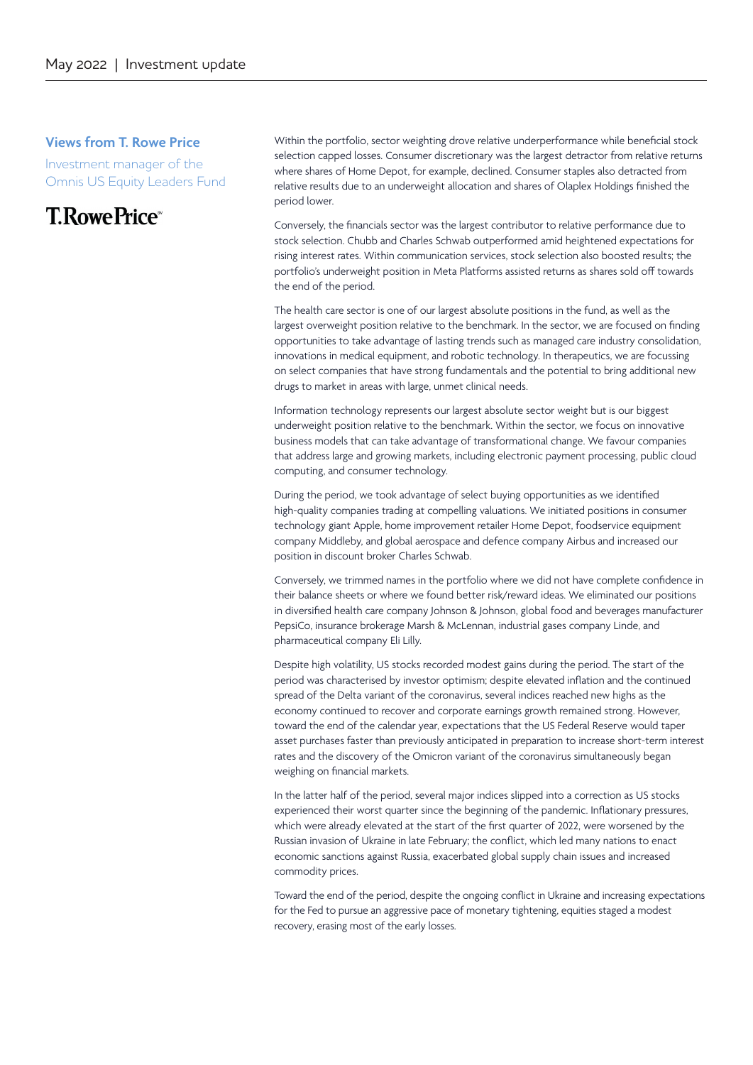## Views from T. Rowe Price

Investment manager of the Omnis US Equity Leaders Fund

T.RowePrice

Within the portfolio, sector weighting drove relative underperformance while beneficial stock selection capped losses. Consumer discretionary was the largest detractor from relative returns where shares of Home Depot, for example, declined. Consumer staples also detracted from relative results due to an underweight allocation and shares of Olaplex Holdings finished the period lower.

Conversely, the financials sector was the largest contributor to relative performance due to stock selection. Chubb and Charles Schwab outperformed amid heightened expectations for rising interest rates. Within communication services, stock selection also boosted results; the portfolio's underweight position in Meta Platforms assisted returns as shares sold off towards the end of the period.

The health care sector is one of our largest absolute positions in the fund, as well as the largest overweight position relative to the benchmark. In the sector, we are focused on finding opportunities to take advantage of lasting trends such as managed care industry consolidation, innovations in medical equipment, and robotic technology. In therapeutics, we are focussing on select companies that have strong fundamentals and the potential to bring additional new drugs to market in areas with large, unmet clinical needs.

Information technology represents our largest absolute sector weight but is our biggest underweight position relative to the benchmark. Within the sector, we focus on innovative business models that can take advantage of transformational change. We favour companies that address large and growing markets, including electronic payment processing, public cloud computing, and consumer technology.

During the period, we took advantage of select buying opportunities as we identified high-quality companies trading at compelling valuations. We initiated positions in consumer technology giant Apple, home improvement retailer Home Depot, foodservice equipment company Middleby, and global aerospace and defence company Airbus and increased our position in discount broker Charles Schwab.

Conversely, we trimmed names in the portfolio where we did not have complete confidence in their balance sheets or where we found better risk/reward ideas. We eliminated our positions in diversified health care company Johnson & Johnson, global food and beverages manufacturer PepsiCo, insurance brokerage Marsh & McLennan, industrial gases company Linde, and pharmaceutical company Eli Lilly.

Despite high volatility, US stocks recorded modest gains during the period. The start of the period was characterised by investor optimism; despite elevated inflation and the continued spread of the Delta variant of the coronavirus, several indices reached new highs as the economy continued to recover and corporate earnings growth remained strong. However, toward the end of the calendar year, expectations that the US Federal Reserve would taper asset purchases faster than previously anticipated in preparation to increase short-term interest rates and the discovery of the Omicron variant of the coronavirus simultaneously began weighing on financial markets.

In the latter half of the period, several major indices slipped into a correction as US stocks experienced their worst quarter since the beginning of the pandemic. Inflationary pressures, which were already elevated at the start of the first quarter of 2022, were worsened by the Russian invasion of Ukraine in late February; the conflict, which led many nations to enact economic sanctions against Russia, exacerbated global supply chain issues and increased commodity prices.

Toward the end of the period, despite the ongoing conflict in Ukraine and increasing expectations for the Fed to pursue an aggressive pace of monetary tightening, equities staged a modest recovery, erasing most of the early losses.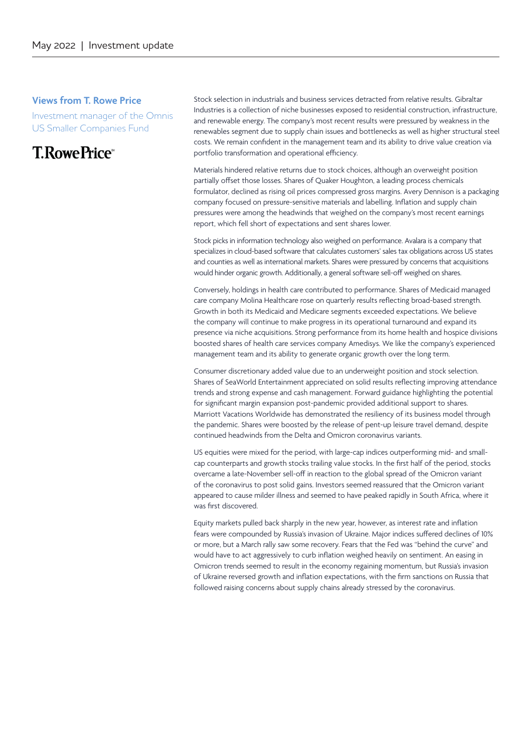## Views from T. Rowe Price

Investment manager of the Omnis US Smaller Companies Fund

T.RowePrice

Stock selection in industrials and business services detracted from relative results. Gibraltar Industries is a collection of niche businesses exposed to residential construction, infrastructure, and renewable energy. The company's most recent results were pressured by weakness in the renewables segment due to supply chain issues and bottlenecks as well as higher structural steel costs. We remain confident in the management team and its ability to drive value creation via portfolio transformation and operational efficiency.

Materials hindered relative returns due to stock choices, although an overweight position partially offset those losses. Shares of Quaker Houghton, a leading process chemicals formulator, declined as rising oil prices compressed gross margins. Avery Dennison is a packaging company focused on pressure-sensitive materials and labelling. Inflation and supply chain pressures were among the headwinds that weighed on the company's most recent earnings report, which fell short of expectations and sent shares lower.

Stock picks in information technology also weighed on performance. Avalara is a company that specializes in cloud-based software that calculates customers' sales tax obligations across US states and counties as well as international markets. Shares were pressured by concerns that acquisitions would hinder organic growth. Additionally, a general software sell-off weighed on shares.

Conversely, holdings in health care contributed to performance. Shares of Medicaid managed care company Molina Healthcare rose on quarterly results reflecting broad-based strength. Growth in both its Medicaid and Medicare segments exceeded expectations. We believe the company will continue to make progress in its operational turnaround and expand its presence via niche acquisitions. Strong performance from its home health and hospice divisions boosted shares of health care services company Amedisys. We like the company's experienced management team and its ability to generate organic growth over the long term.

Consumer discretionary added value due to an underweight position and stock selection. Shares of SeaWorld Entertainment appreciated on solid results reflecting improving attendance trends and strong expense and cash management. Forward guidance highlighting the potential for significant margin expansion post-pandemic provided additional support to shares. Marriott Vacations Worldwide has demonstrated the resiliency of its business model through the pandemic. Shares were boosted by the release of pent-up leisure travel demand, despite continued headwinds from the Delta and Omicron coronavirus variants.

US equities were mixed for the period, with large-cap indices outperforming mid- and small-cap counterparts and growth stocks trailing value stocks. In the first half of the period, stocks overcame a late-November sell-off in reaction to the global spread of the Omicron variant of the coronavirus to post solid gains. Investors seemed reassured that the Omicron variant appeared to cause milder illness and seemed to have peaked rapidly in South Africa, where it was first discovered.

Equity markets pulled back sharply in the new year, however, as interest rate and inflation fears were compounded by Russia's invasion of Ukraine. Major indices suffered declines of 10% or more, but a March rally saw some recovery. Fears that the Fed was "behind the curve" and would have to act aggressively to curb inflation weighed heavily on sentiment. An easing in Omicron trends seemed to result in the economy regaining momentum, but Russia's invasion of Ukraine reversed growth and inflation expectations, with the firm sanctions on Russia that followed raising concerns about supply chains already stressed by the coronavirus.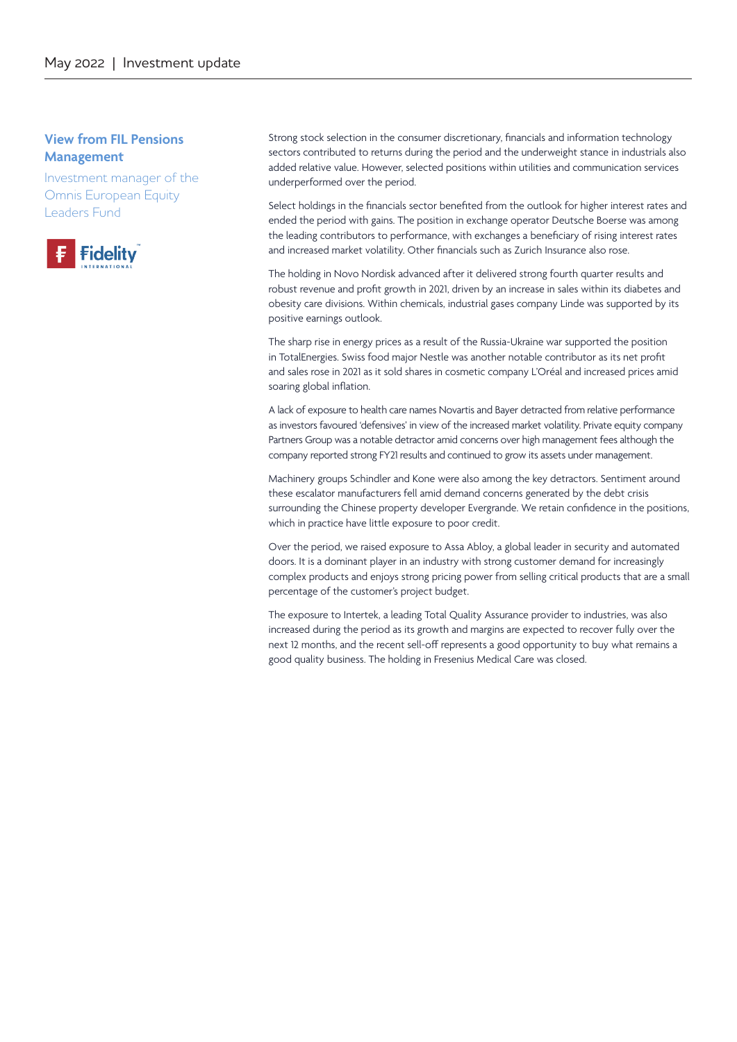## View from FIL Pensions Management

Investment manager of the Omnis European Equity Leaders Fund

Strong stock selection in the consumer discretionary, financials and information technology sectors contributed to returns during the period and the underweight stance in industrials also added relative value. However, selected positions within utilities and communication services underperformed over the period.

Select holdings in the financials sector benefited from the outlook for higher interest rates and ended the period with gains. The position in exchange operator Deutsche Boerse was among the leading contributors to performance, with exchanges a beneficiary of rising interest rates and increased market volatility. Other financials such as Zurich Insurance also rose.

The holding in Novo Nordisk advanced after it delivered strong fourth quarter results and robust revenue and profit growth in 2021, driven by an increase in sales within its diabetes and obesity care divisions. Within chemicals, industrial gases company Linde was supported by its positive earnings outlook.

The sharp rise in energy prices as a result of the Russia-Ukraine war supported the position in TotalEnergies. Swiss food major Nestle was another notable contributor as its net profit and sales rose in 2021 as it sold shares in cosmetic company L'Oréal and increased prices amid soaring global inflation.

A lack of exposure to health care names Novartis and Bayer detracted from relative performance as investors favoured 'defensives' in view of the increased market volatility. Private equity company Partners Group was a notable detractor amid concerns over high management fees although the company reported strong FY21 results and continued to grow its assets under management.

Machinery groups Schindler and Kone were also among the key detractors. Sentiment around these escalator manufacturers fell amid demand concerns generated by the debt crisis surrounding the Chinese property developer Evergrande. We retain confidence in the positions, which in practice have little exposure to poor credit.

Over the period, we raised exposure to Assa Abloy, a global leader in security and automated doors. It is a dominant player in an industry with strong customer demand for increasingly complex products and enjoys strong pricing power from selling critical products that are a small percentage of the customer's project budget.

The exposure to Intertek, a leading Total Quality Assurance provider to industries, was also increased during the period as its growth and margins are expected to recover fully over the next 12 months, and the recent sell-off represents a good opportunity to buy what remains a good quality business. The holding in Fresenius Medical Care was closed.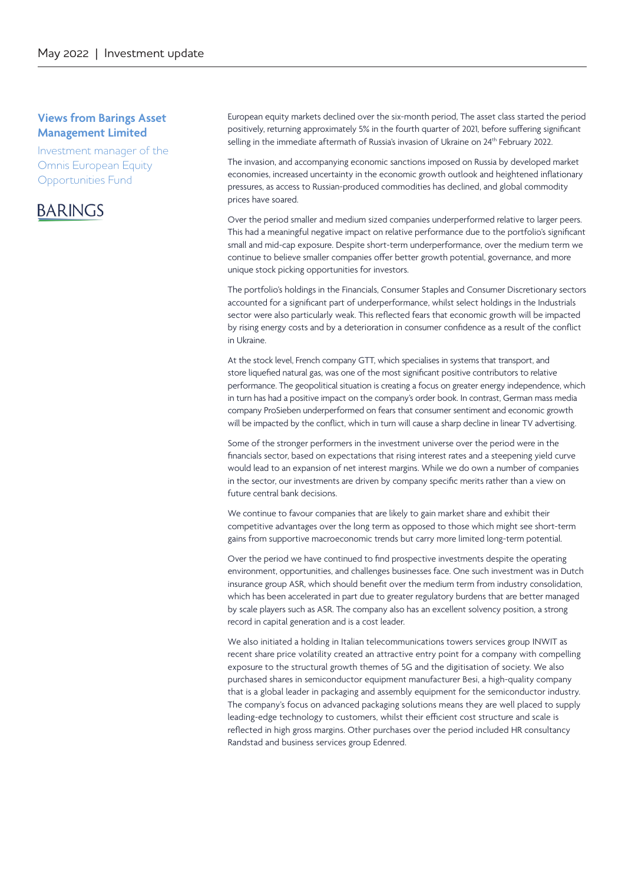## Views from Barings Asset Management Limited

Investment manager of the Omnis European Equity Opportunities Fund

BARINGS

European equity markets declined over the six-month period, The asset class started the period positively, returning approximately 5% in the fourth quarter of 2021, before suffering significant selling in the immediate aftermath of Russia's invasion of Ukraine on 24th February 2022.

The invasion, and accompanying economic sanctions imposed on Russia by developed market economies, increased uncertainty in the economic growth outlook and heightened inflationary pressures, as access to Russian-produced commodities has declined, and global commodity prices have soared.

Over the period smaller and medium sized companies underperformed relative to larger peers. This had a meaningful negative impact on relative performance due to the portfolio's significant small and mid-cap exposure. Despite short-term underperformance, over the medium term we continue to believe smaller companies offer better growth potential, governance, and more unique stock picking opportunities for investors.

The portfolio's holdings in the Financials, Consumer Staples and Consumer Discretionary sectors accounted for a significant part of underperformance, whilst select holdings in the Industrials sector were also particularly weak. This reflected fears that economic growth will be impacted by rising energy costs and by a deterioration in consumer confidence as a result of the conflict in Ukraine.

At the stock level, French company GTT, which specialises in systems that transport, and store liquefied natural gas, was one of the most significant positive contributors to relative performance. The geopolitical situation is creating a focus on greater energy independence, which in turn has had a positive impact on the company's order book. In contrast, German mass media company ProSieben underperformed on fears that consumer sentiment and economic growth will be impacted by the conflict, which in turn will cause a sharp decline in linear TV advertising.

Some of the stronger performers in the investment universe over the period were in the financials sector, based on expectations that rising interest rates and a steepening yield curve would lead to an expansion of net interest margins. While we do own a number of companies in the sector, our investments are driven by company specific merits rather than a view on future central bank decisions.

We continue to favour companies that are likely to gain market share and exhibit their competitive advantages over the long term as opposed to those which might see short-term gains from supportive macroeconomic trends but carry more limited long-term potential.

Over the period we have continued to find prospective investments despite the operating environment, opportunities, and challenges businesses face. One such investment was in Dutch insurance group ASR, which should benefit over the medium term from industry consolidation, which has been accelerated in part due to greater regulatory burdens that are better managed by scale players such as ASR. The company also has an excellent solvency position, a strong record in capital generation and is a cost leader.

We also initiated a holding in Italian telecommunications towers services group INWIT as recent share price volatility created an attractive entry point for a company with compelling exposure to the structural growth themes of 5G and the digitisation of society. We also purchased shares in semiconductor equipment manufacturer Besi, a high-quality company that is a global leader in packaging and assembly equipment for the semiconductor industry. The company's focus on advanced packaging solutions means they are well placed to supply leading-edge technology to customers, whilst their efficient cost structure and scale is reflected in high gross margins. Other purchases over the period included HR consultancy Randstad and business services group Edenred.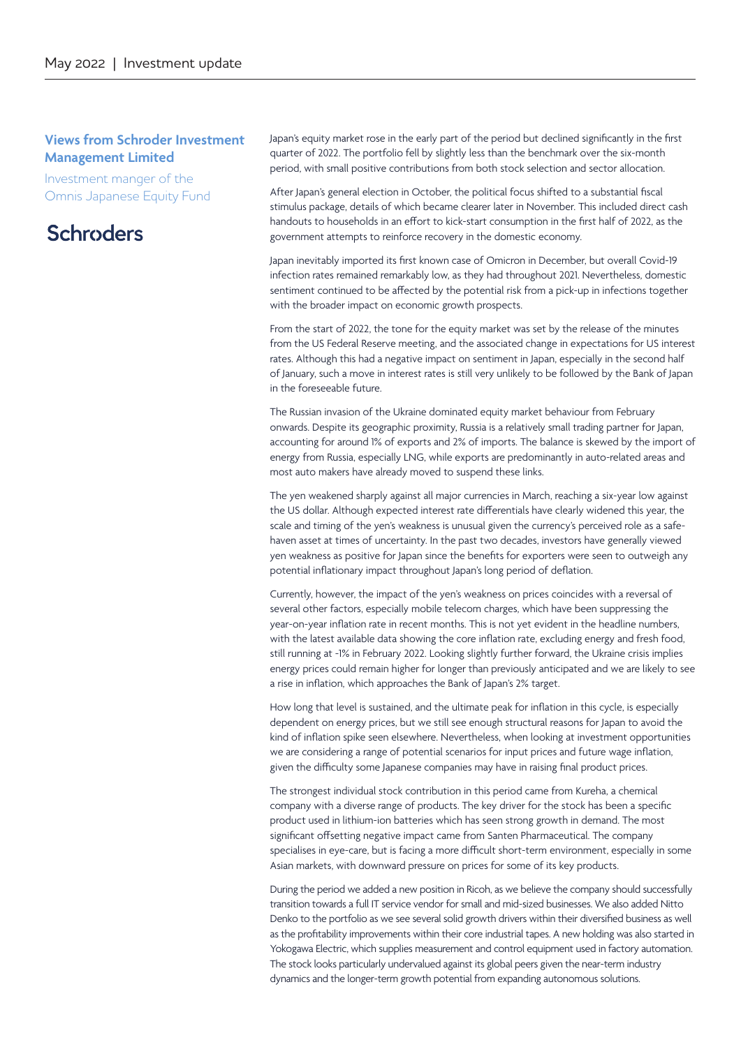## Views from Schroder Investment Management Limited

Investment manger of the Omnis Japanese Equity Fund

Schroders

Japan's equity market rose in the early part of the period but declined significantly in the first quarter of 2022. The portfolio fell by slightly less than the benchmark over the six-month period, with small positive contributions from both stock selection and sector allocation.

After Japan's general election in October, the political focus shifted to a substantial fiscal stimulus package, details of which became clearer later in November. This included direct cash handouts to households in an effort to kick-start consumption in the first half of 2022, as the government attempts to reinforce recovery in the domestic economy.

Japan inevitably imported its first known case of Omicron in December, but overall Covid-19 infection rates remained remarkably low, as they had throughout 2021. Nevertheless, domestic sentiment continued to be affected by the potential risk from a pick-up in infections together with the broader impact on economic growth prospects.

From the start of 2022, the tone for the equity market was set by the release of the minutes from the US Federal Reserve meeting, and the associated change in expectations for US interest rates. Although this had a negative impact on sentiment in Japan, especially in the second half of January, such a move in interest rates is still very unlikely to be followed by the Bank of Japan in the foreseeable future.

The Russian invasion of the Ukraine dominated equity market behaviour from February onwards. Despite its geographic proximity, Russia is a relatively small trading partner for Japan, accounting for around 1% of exports and 2% of imports. The balance is skewed by the import of energy from Russia, especially LNG, while exports are predominantly in auto-related areas and most auto makers have already moved to suspend these links.

The yen weakened sharply against all major currencies in March, reaching a six-year low against the US dollar. Although expected interest rate differentials have clearly widened this year, the scale and timing of the yen's weakness is unusual given the currency's perceived role as a safe-haven asset at times of uncertainty. In the past two decades, investors have generally viewed yen weakness as positive for Japan since the benefits for exporters were seen to outweigh any potential inflationary impact throughout Japan's long period of deflation.

Currently, however, the impact of the yen's weakness on prices coincides with a reversal of several other factors, especially mobile telecom charges, which have been suppressing the year-on-year inflation rate in recent months. This is not yet evident in the headline numbers, with the latest available data showing the core inflation rate, excluding energy and fresh food, still running at -1% in February 2022. Looking slightly further forward, the Ukraine crisis implies energy prices could remain higher for longer than previously anticipated and we are likely to see a rise in inflation, which approaches the Bank of Japan's 2% target.

How long that level is sustained, and the ultimate peak for inflation in this cycle, is especially dependent on energy prices, but we still see enough structural reasons for Japan to avoid the kind of inflation spike seen elsewhere. Nevertheless, when looking at investment opportunities we are considering a range of potential scenarios for input prices and future wage inflation, given the difficulty some Japanese companies may have in raising final product prices.

The strongest individual stock contribution in this period came from Kureha, a chemical company with a diverse range of products. The key driver for the stock has been a specific product used in lithium-ion batteries which has seen strong growth in demand. The most significant offsetting negative impact came from Santen Pharmaceutical. The company specialises in eye-care, but is facing a more difficult short-term environment, especially in some Asian markets, with downward pressure on prices for some of its key products.

During the period we added a new position in Ricoh, as we believe the company should successfully transition towards a full IT service vendor for small and mid-sized businesses. We also added Nitto Denko to the portfolio as we see several solid growth drivers within their diversified business as well as the profitability improvements within their core industrial tapes. A new holding was also started in Yokogawa Electric, which supplies measurement and control equipment used in factory automation. The stock looks particularly undervalued against its global peers given the near-term industry dynamics and the longer-term growth potential from expanding autonomous solutions.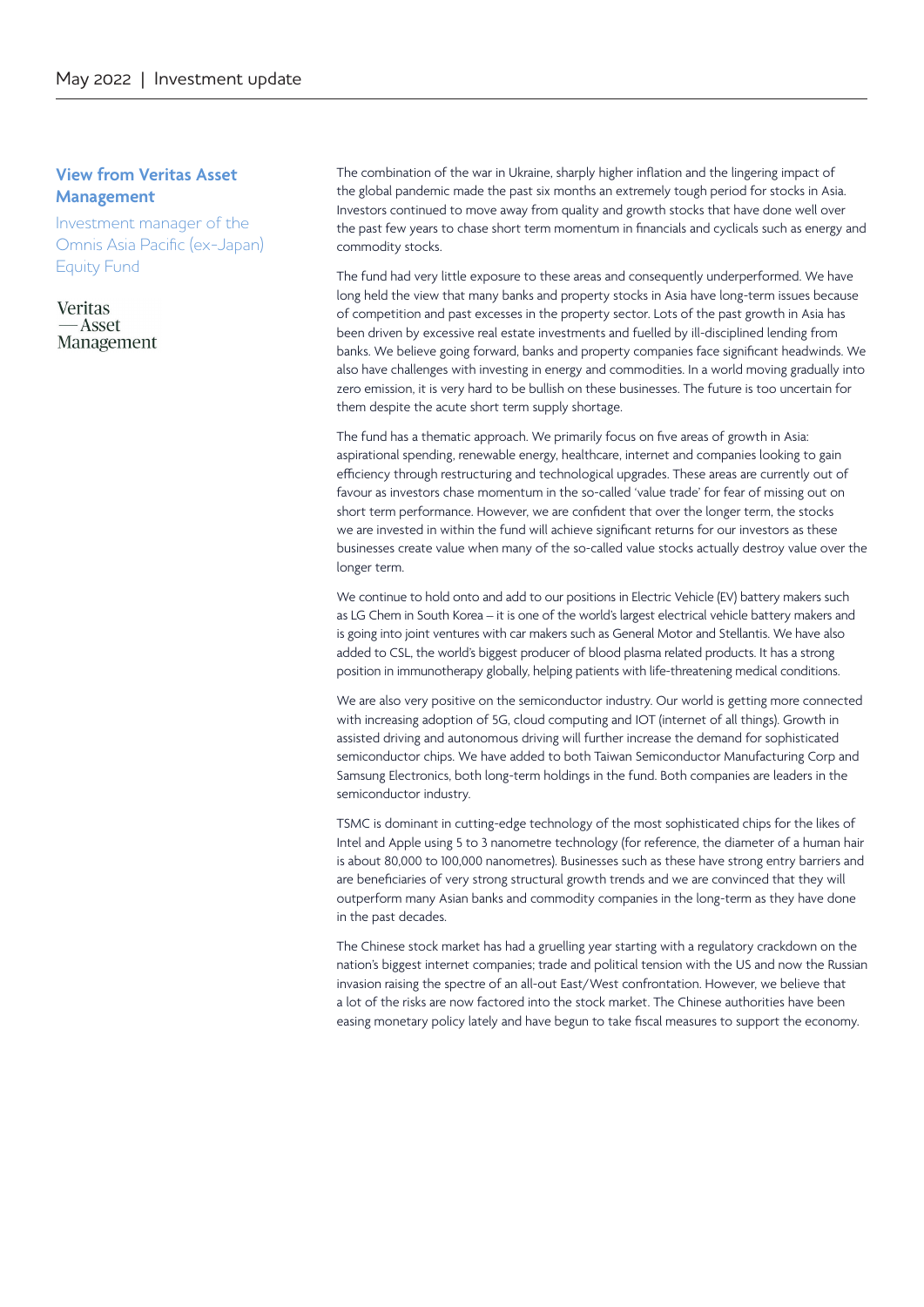## View from Veritas Asset Management

Investment manager of the Omnis Asia Pacific (ex-Japan) Equity Fund

Veritas
— Asset
Management

The combination of the war in Ukraine, sharply higher inflation and the lingering impact of the global pandemic made the past six months an extremely tough period for stocks in Asia. Investors continued to move away from quality and growth stocks that have done well over the past few years to chase short term momentum in financials and cyclicals such as energy and commodity stocks.

The fund had very little exposure to these areas and consequently underperformed. We have long held the view that many banks and property stocks in Asia have long-term issues because of competition and past excesses in the property sector. Lots of the past growth in Asia has been driven by excessive real estate investments and fuelled by ill-disciplined lending from banks. We believe going forward, banks and property companies face significant headwinds. We also have challenges with investing in energy and commodities. In a world moving gradually into zero emission, it is very hard to be bullish on these businesses. The future is too uncertain for them despite the acute short term supply shortage.

The fund has a thematic approach. We primarily focus on five areas of growth in Asia: aspirational spending, renewable energy, healthcare, internet and companies looking to gain efficiency through restructuring and technological upgrades. These areas are currently out of favour as investors chase momentum in the so-called 'value trade' for fear of missing out on short term performance. However, we are confident that over the longer term, the stocks we are invested in within the fund will achieve significant returns for our investors as these businesses create value when many of the so-called value stocks actually destroy value over the longer term.

We continue to hold onto and add to our positions in Electric Vehicle (EV) battery makers such as LG Chem in South Korea – it is one of the world's largest electrical vehicle battery makers and is going into joint ventures with car makers such as General Motor and Stellantis. We have also added to CSL, the world's biggest producer of blood plasma related products. It has a strong position in immunotherapy globally, helping patients with life-threatening medical conditions.

We are also very positive on the semiconductor industry. Our world is getting more connected with increasing adoption of 5G, cloud computing and IOT (internet of all things). Growth in assisted driving and autonomous driving will further increase the demand for sophisticated semiconductor chips. We have added to both Taiwan Semiconductor Manufacturing Corp and Samsung Electronics, both long-term holdings in the fund. Both companies are leaders in the semiconductor industry.

TSMC is dominant in cutting-edge technology of the most sophisticated chips for the likes of Intel and Apple using 5 to 3 nanometre technology (for reference, the diameter of a human hair is about 80,000 to 100,000 nanometres). Businesses such as these have strong entry barriers and are beneficiaries of very strong structural growth trends and we are convinced that they will outperform many Asian banks and commodity companies in the long-term as they have done in the past decades.

The Chinese stock market has had a gruelling year starting with a regulatory crackdown on the nation's biggest internet companies; trade and political tension with the US and now the Russian invasion raising the spectre of an all-out East/West confrontation. However, we believe that a lot of the risks are now factored into the stock market. The Chinese authorities have been easing monetary policy lately and have begun to take fiscal measures to support the economy.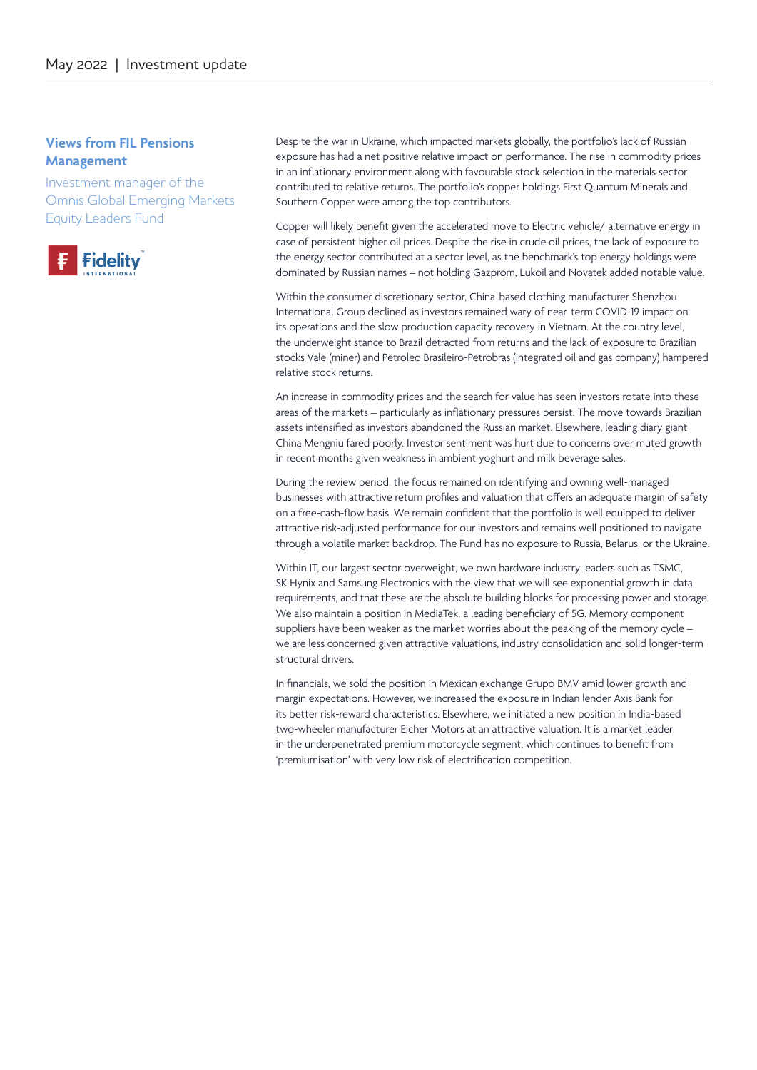## Views from FIL Pensions Management

Investment manager of the Omnis Global Emerging Markets Equity Leaders Fund

Despite the war in Ukraine, which impacted markets globally, the portfolio's lack of Russian exposure has had a net positive relative impact on performance. The rise in commodity prices in an inflationary environment along with favourable stock selection in the materials sector contributed to relative returns. The portfolio's copper holdings First Quantum Minerals and Southern Copper were among the top contributors.

Copper will likely benefit given the accelerated move to Electric vehicle/ alternative energy in case of persistent higher oil prices. Despite the rise in crude oil prices, the lack of exposure to the energy sector contributed at a sector level, as the benchmark's top energy holdings were dominated by Russian names – not holding Gazprom, Lukoil and Novatek added notable value.

Within the consumer discretionary sector, China-based clothing manufacturer Shenzhou International Group declined as investors remained wary of near-term COVID-19 impact on its operations and the slow production capacity recovery in Vietnam. At the country level, the underweight stance to Brazil detracted from returns and the lack of exposure to Brazilian stocks Vale (miner) and Petroleo Brasileiro-Petrobras (integrated oil and gas company) hampered relative stock returns.

An increase in commodity prices and the search for value has seen investors rotate into these areas of the markets – particularly as inflationary pressures persist. The move towards Brazilian assets intensified as investors abandoned the Russian market. Elsewhere, leading diary giant China Mengniu fared poorly. Investor sentiment was hurt due to concerns over muted growth in recent months given weakness in ambient yoghurt and milk beverage sales.

During the review period, the focus remained on identifying and owning well-managed businesses with attractive return profiles and valuation that offers an adequate margin of safety on a free-cash-flow basis. We remain confident that the portfolio is well equipped to deliver attractive risk-adjusted performance for our investors and remains well positioned to navigate through a volatile market backdrop. The Fund has no exposure to Russia, Belarus, or the Ukraine.

Within IT, our largest sector overweight, we own hardware industry leaders such as TSMC, SK Hynix and Samsung Electronics with the view that we will see exponential growth in data requirements, and that these are the absolute building blocks for processing power and storage. We also maintain a position in MediaTek, a leading beneficiary of 5G. Memory component suppliers have been weaker as the market worries about the peaking of the memory cycle – we are less concerned given attractive valuations, industry consolidation and solid longer-term structural drivers.

In financials, we sold the position in Mexican exchange Grupo BMV amid lower growth and margin expectations. However, we increased the exposure in Indian lender Axis Bank for its better risk-reward characteristics. Elsewhere, we initiated a new position in India-based two-wheeler manufacturer Eicher Motors at an attractive valuation. It is a market leader in the underpenetrated premium motorcycle segment, which continues to benefit from 'premiumisation' with very low risk of electrification competition.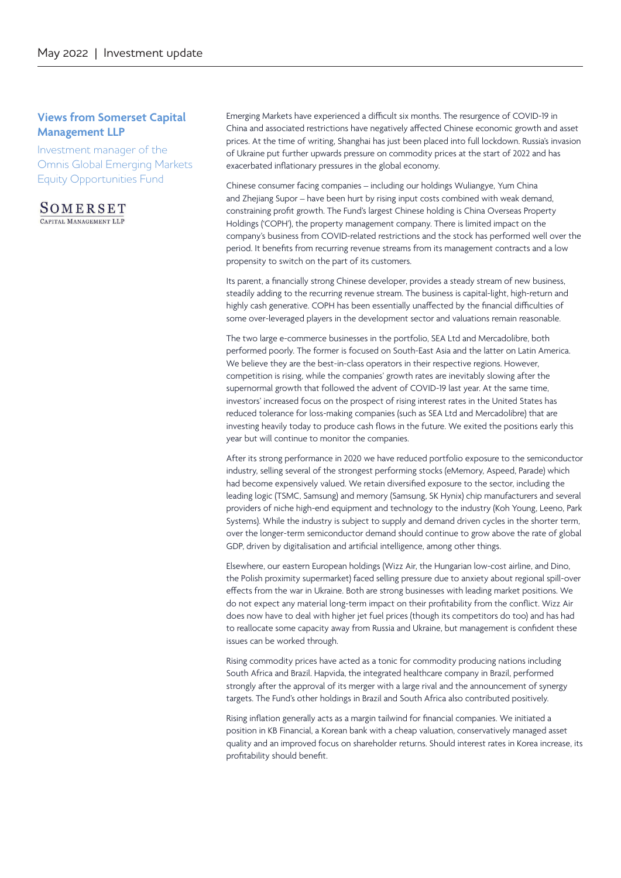## Views from Somerset Capital Management LLP

Investment manager of the Omnis Global Emerging Markets Equity Opportunities Fund

SOMERSET
CAPITAL MANAGEMENT LLP

Emerging Markets have experienced a difficult six months. The resurgence of COVID-19 in China and associated restrictions have negatively affected Chinese economic growth and asset prices. At the time of writing, Shanghai has just been placed into full lockdown. Russia's invasion of Ukraine put further upwards pressure on commodity prices at the start of 2022 and has exacerbated inflationary pressures in the global economy.

Chinese consumer facing companies – including our holdings Wuliangye, Yum China and Zhejiang Supor – have been hurt by rising input costs combined with weak demand, constraining profit growth. The Fund's largest Chinese holding is China Overseas Property Holdings ('COPH'), the property management company. There is limited impact on the company's business from COVID-related restrictions and the stock has performed well over the period. It benefits from recurring revenue streams from its management contracts and a low propensity to switch on the part of its customers.

Its parent, a financially strong Chinese developer, provides a steady stream of new business, steadily adding to the recurring revenue stream. The business is capital-light, high-return and highly cash generative. COPH has been essentially unaffected by the financial difficulties of some over-leveraged players in the development sector and valuations remain reasonable.

The two large e-commerce businesses in the portfolio, SEA Ltd and Mercadolibre, both performed poorly. The former is focused on South-East Asia and the latter on Latin America. We believe they are the best-in-class operators in their respective regions. However, competition is rising, while the companies' growth rates are inevitably slowing after the supernormal growth that followed the advent of COVID-19 last year. At the same time, investors' increased focus on the prospect of rising interest rates in the United States has reduced tolerance for loss-making companies (such as SEA Ltd and Mercadolibre) that are investing heavily today to produce cash flows in the future. We exited the positions early this year but will continue to monitor the companies.

After its strong performance in 2020 we have reduced portfolio exposure to the semiconductor industry, selling several of the strongest performing stocks (eMemory, Aspeed, Parade) which had become expensively valued. We retain diversified exposure to the sector, including the leading logic (TSMC, Samsung) and memory (Samsung, SK Hynix) chip manufacturers and several providers of niche high-end equipment and technology to the industry (Koh Young, Leeno, Park Systems). While the industry is subject to supply and demand driven cycles in the shorter term, over the longer-term semiconductor demand should continue to grow above the rate of global GDP, driven by digitalisation and artificial intelligence, among other things.

Elsewhere, our eastern European holdings (Wizz Air, the Hungarian low-cost airline, and Dino, the Polish proximity supermarket) faced selling pressure due to anxiety about regional spill-over effects from the war in Ukraine. Both are strong businesses with leading market positions. We do not expect any material long-term impact on their profitability from the conflict. Wizz Air does now have to deal with higher jet fuel prices (though its competitors do too) and has had to reallocate some capacity away from Russia and Ukraine, but management is confident these issues can be worked through.

Rising commodity prices have acted as a tonic for commodity producing nations including South Africa and Brazil. Hapvida, the integrated healthcare company in Brazil, performed strongly after the approval of its merger with a large rival and the announcement of synergy targets. The Fund's other holdings in Brazil and South Africa also contributed positively.

Rising inflation generally acts as a margin tailwind for financial companies. We initiated a position in KB Financial, a Korean bank with a cheap valuation, conservatively managed asset quality and an improved focus on shareholder returns. Should interest rates in Korea increase, its profitability should benefit.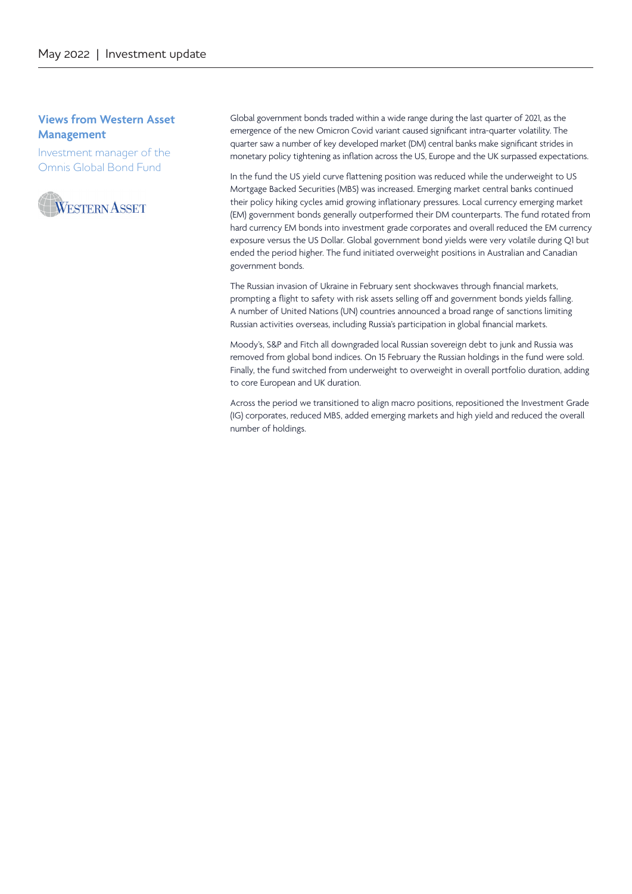## Views from Western Asset Management

Investment manager of the Omnis Global Bond Fund

Global government bonds traded within a wide range during the last quarter of 2021, as the emergence of the new Omicron Covid variant caused significant intra-quarter volatility. The quarter saw a number of key developed market (DM) central banks make significant strides in monetary policy tightening as inflation across the US, Europe and the UK surpassed expectations.

In the fund the US yield curve flattening position was reduced while the underweight to US Mortgage Backed Securities (MBS) was increased. Emerging market central banks continued their policy hiking cycles amid growing inflationary pressures. Local currency emerging market (EM) government bonds generally outperformed their DM counterparts. The fund rotated from hard currency EM bonds into investment grade corporates and overall reduced the EM currency exposure versus the US Dollar. Global government bond yields were very volatile during Q1 but ended the period higher. The fund initiated overweight positions in Australian and Canadian government bonds.

The Russian invasion of Ukraine in February sent shockwaves through financial markets, prompting a flight to safety with risk assets selling off and government bonds yields falling. A number of United Nations (UN) countries announced a broad range of sanctions limiting Russian activities overseas, including Russia's participation in global financial markets.

Moody's, S&P and Fitch all downgraded local Russian sovereign debt to junk and Russia was removed from global bond indices. On 15 February the Russian holdings in the fund were sold. Finally, the fund switched from underweight to overweight in overall portfolio duration, adding to core European and UK duration.

Across the period we transitioned to align macro positions, repositioned the Investment Grade (IG) corporates, reduced MBS, added emerging markets and high yield and reduced the overall number of holdings.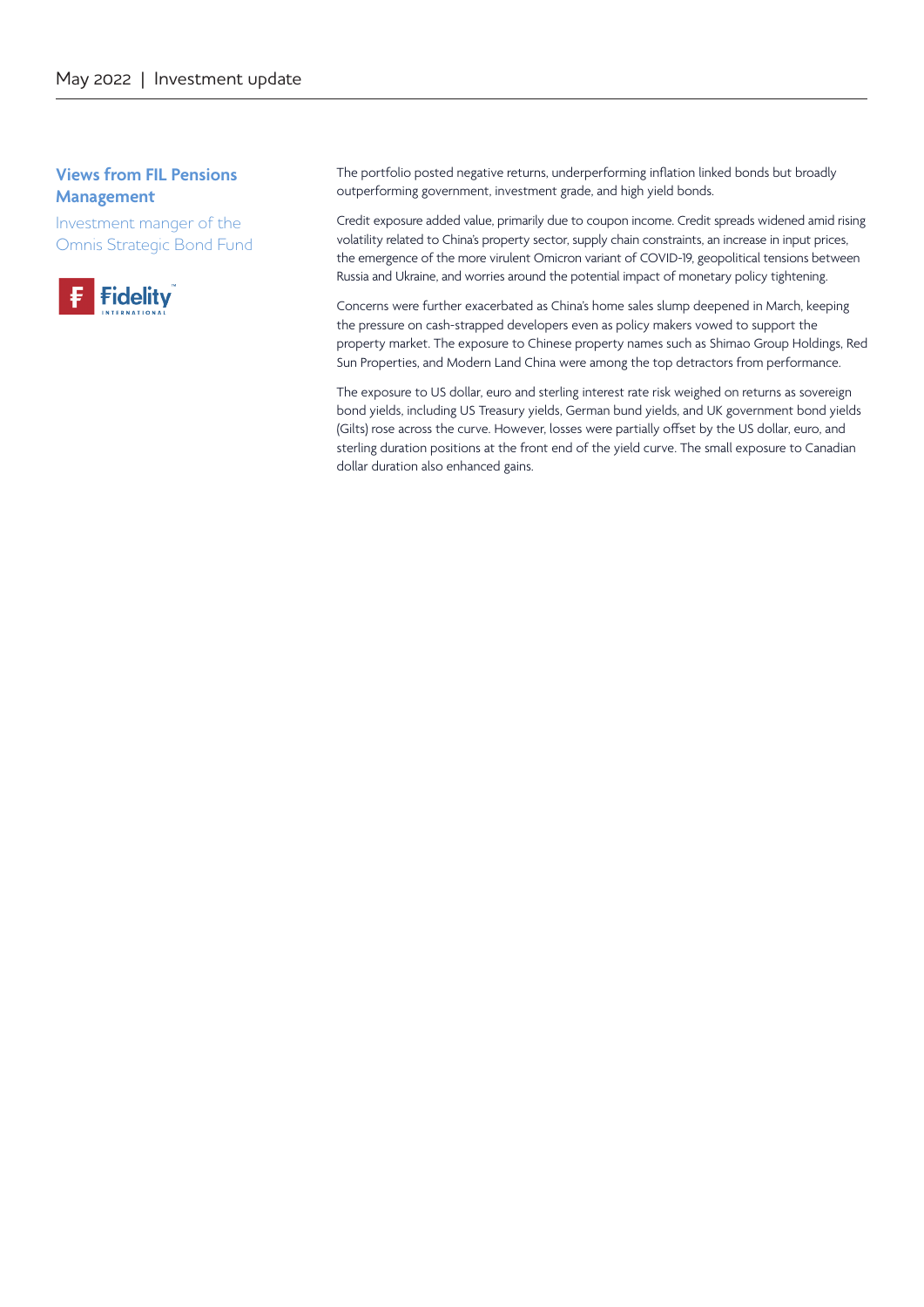## Views from FIL Pensions Management

Investment manger of the Omnis Strategic Bond Fund

Fidelity INTERNATIONAL

The portfolio posted negative returns, underperforming inflation linked bonds but broadly outperforming government, investment grade, and high yield bonds.

Credit exposure added value, primarily due to coupon income. Credit spreads widened amid rising volatility related to China's property sector, supply chain constraints, an increase in input prices, the emergence of the more virulent Omicron variant of COVID-19, geopolitical tensions between Russia and Ukraine, and worries around the potential impact of monetary policy tightening.

Concerns were further exacerbated as China's home sales slump deepened in March, keeping the pressure on cash-strapped developers even as policy makers vowed to support the property market. The exposure to Chinese property names such as Shimao Group Holdings, Red Sun Properties, and Modern Land China were among the top detractors from performance.

The exposure to US dollar, euro and sterling interest rate risk weighed on returns as sovereign bond yields, including US Treasury yields, German bund yields, and UK government bond yields (Gilts) rose across the curve. However, losses were partially offset by the US dollar, euro, and sterling duration positions at the front end of the yield curve. The small exposure to Canadian dollar duration also enhanced gains.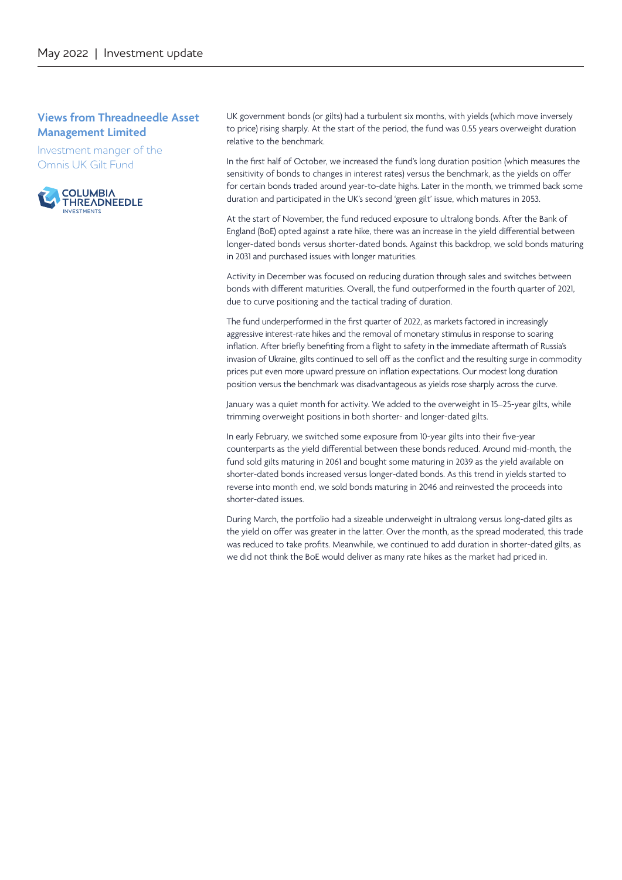## Views from Threadneedle Asset Management Limited

Investment manger of the Omnis UK Gilt Fund

UK government bonds (or gilts) had a turbulent six months, with yields (which move inversely to price) rising sharply. At the start of the period, the fund was 0.55 years overweight duration relative to the benchmark.

In the first half of October, we increased the fund's long duration position (which measures the sensitivity of bonds to changes in interest rates) versus the benchmark, as the yields on offer for certain bonds traded around year-to-date highs. Later in the month, we trimmed back some duration and participated in the UK's second 'green gilt' issue, which matures in 2053.

At the start of November, the fund reduced exposure to ultralong bonds. After the Bank of England (BoE) opted against a rate hike, there was an increase in the yield differential between longer-dated bonds versus shorter-dated bonds. Against this backdrop, we sold bonds maturing in 2031 and purchased issues with longer maturities.

Activity in December was focused on reducing duration through sales and switches between bonds with different maturities. Overall, the fund outperformed in the fourth quarter of 2021, due to curve positioning and the tactical trading of duration.

The fund underperformed in the first quarter of 2022, as markets factored in increasingly aggressive interest-rate hikes and the removal of monetary stimulus in response to soaring inflation. After briefly benefiting from a flight to safety in the immediate aftermath of Russia's invasion of Ukraine, gilts continued to sell off as the conflict and the resulting surge in commodity prices put even more upward pressure on inflation expectations. Our modest long duration position versus the benchmark was disadvantageous as yields rose sharply across the curve.

January was a quiet month for activity. We added to the overweight in 15–25-year gilts, while trimming overweight positions in both shorter- and longer-dated gilts.

In early February, we switched some exposure from 10-year gilts into their five-year counterparts as the yield differential between these bonds reduced. Around mid-month, the fund sold gilts maturing in 2061 and bought some maturing in 2039 as the yield available on shorter-dated bonds increased versus longer-dated bonds. As this trend in yields started to reverse into month end, we sold bonds maturing in 2046 and reinvested the proceeds into shorter-dated issues.

During March, the portfolio had a sizeable underweight in ultralong versus long-dated gilts as the yield on offer was greater in the latter. Over the month, as the spread moderated, this trade was reduced to take profits. Meanwhile, we continued to add duration in shorter-dated gilts, as we did not think the BoE would deliver as many rate hikes as the market had priced in.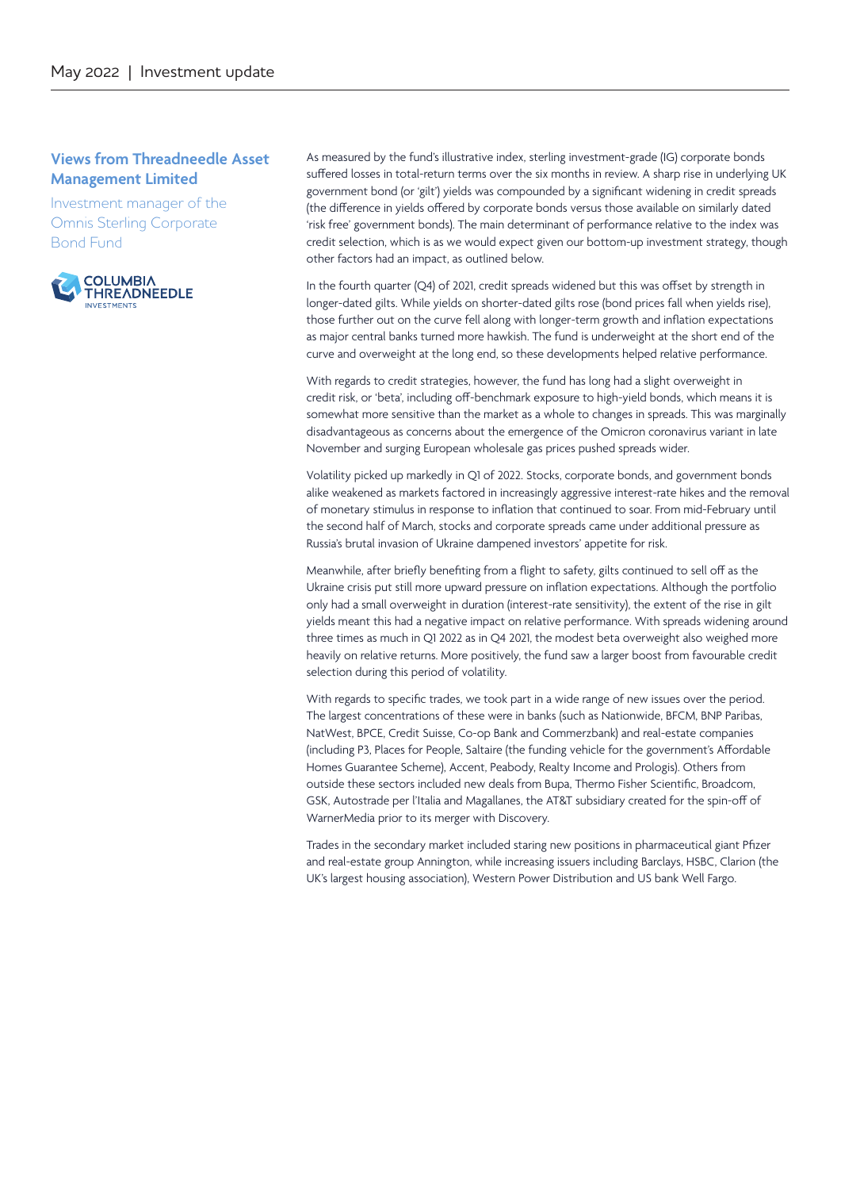## Views from Threadneedle Asset Management Limited

Investment manager of the Omnis Sterling Corporate Bond Fund

COLUMBIA THREADNEEDLE INVESTMENTS

As measured by the fund's illustrative index, sterling investment-grade (IG) corporate bonds suffered losses in total-return terms over the six months in review. A sharp rise in underlying UK government bond (or 'gilt') yields was compounded by a significant widening in credit spreads (the difference in yields offered by corporate bonds versus those available on similarly dated 'risk free' government bonds). The main determinant of performance relative to the index was credit selection, which is as we would expect given our bottom-up investment strategy, though other factors had an impact, as outlined below.

In the fourth quarter (Q4) of 2021, credit spreads widened but this was offset by strength in longer-dated gilts. While yields on shorter-dated gilts rose (bond prices fall when yields rise), those further out on the curve fell along with longer-term growth and inflation expectations as major central banks turned more hawkish. The fund is underweight at the short end of the curve and overweight at the long end, so these developments helped relative performance.

With regards to credit strategies, however, the fund has long had a slight overweight in credit risk, or 'beta', including off-benchmark exposure to high-yield bonds, which means it is somewhat more sensitive than the market as a whole to changes in spreads. This was marginally disadvantageous as concerns about the emergence of the Omicron coronavirus variant in late November and surging European wholesale gas prices pushed spreads wider.

Volatility picked up markedly in Q1 of 2022. Stocks, corporate bonds, and government bonds alike weakened as markets factored in increasingly aggressive interest-rate hikes and the removal of monetary stimulus in response to inflation that continued to soar. From mid-February until the second half of March, stocks and corporate spreads came under additional pressure as Russia's brutal invasion of Ukraine dampened investors' appetite for risk.

Meanwhile, after briefly benefiting from a flight to safety, gilts continued to sell off as the Ukraine crisis put still more upward pressure on inflation expectations. Although the portfolio only had a small overweight in duration (interest-rate sensitivity), the extent of the rise in gilt yields meant this had a negative impact on relative performance. With spreads widening around three times as much in Q1 2022 as in Q4 2021, the modest beta overweight also weighed more heavily on relative returns. More positively, the fund saw a larger boost from favourable credit selection during this period of volatility.

With regards to specific trades, we took part in a wide range of new issues over the period. The largest concentrations of these were in banks (such as Nationwide, BFCM, BNP Paribas, NatWest, BPCE, Credit Suisse, Co-op Bank and Commerzbank) and real-estate companies (including P3, Places for People, Saltaire (the funding vehicle for the government's Affordable Homes Guarantee Scheme), Accent, Peabody, Realty Income and Prologis). Others from outside these sectors included new deals from Bupa, Thermo Fisher Scientific, Broadcom, GSK, Autostrade per l'Italia and Magallanes, the AT&T subsidiary created for the spin-off of WarnerMedia prior to its merger with Discovery.

Trades in the secondary market included staring new positions in pharmaceutical giant Pfizer and real-estate group Annington, while increasing issuers including Barclays, HSBC, Clarion (the UK's largest housing association), Western Power Distribution and US bank Well Fargo.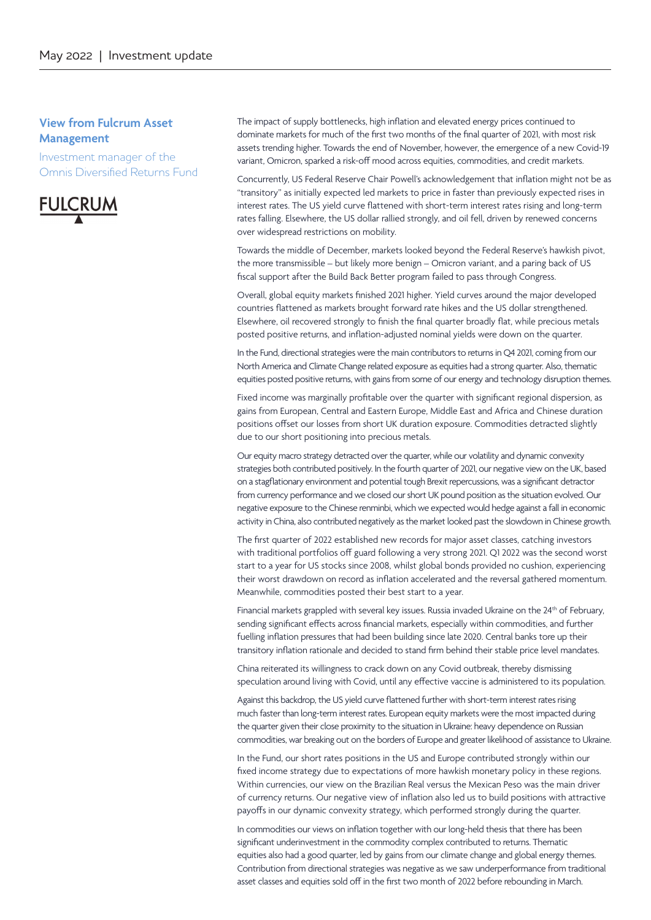## View from Fulcrum Asset Management

Investment manager of the Omnis Diversified Returns Fund

FULCRUM

The impact of supply bottlenecks, high inflation and elevated energy prices continued to dominate markets for much of the first two months of the final quarter of 2021, with most risk assets trending higher. Towards the end of November, however, the emergence of a new Covid-19 variant, Omicron, sparked a risk-off mood across equities, commodities, and credit markets.

Concurrently, US Federal Reserve Chair Powell's acknowledgement that inflation might not be as "transitory" as initially expected led markets to price in faster than previously expected rises in interest rates. The US yield curve flattened with short-term interest rates rising and long-term rates falling. Elsewhere, the US dollar rallied strongly, and oil fell, driven by renewed concerns over widespread restrictions on mobility.

Towards the middle of December, markets looked beyond the Federal Reserve's hawkish pivot, the more transmissible – but likely more benign – Omicron variant, and a paring back of US fiscal support after the Build Back Better program failed to pass through Congress.

Overall, global equity markets finished 2021 higher. Yield curves around the major developed countries flattened as markets brought forward rate hikes and the US dollar strengthened. Elsewhere, oil recovered strongly to finish the final quarter broadly flat, while precious metals posted positive returns, and inflation-adjusted nominal yields were down on the quarter.

In the Fund, directional strategies were the main contributors to returns in Q4 2021, coming from our North America and Climate Change related exposure as equities had a strong quarter. Also, thematic equities posted positive returns, with gains from some of our energy and technology disruption themes.

Fixed income was marginally profitable over the quarter with significant regional dispersion, as gains from European, Central and Eastern Europe, Middle East and Africa and Chinese duration positions offset our losses from short UK duration exposure. Commodities detracted slightly due to our short positioning into precious metals.

Our equity macro strategy detracted over the quarter, while our volatility and dynamic convexity strategies both contributed positively. In the fourth quarter of 2021, our negative view on the UK, based on a stagflationary environment and potential tough Brexit repercussions, was a significant detractor from currency performance and we closed our short UK pound position as the situation evolved. Our negative exposure to the Chinese renminbi, which we expected would hedge against a fall in economic activity in China, also contributed negatively as the market looked past the slowdown in Chinese growth.

The first quarter of 2022 established new records for major asset classes, catching investors with traditional portfolios off guard following a very strong 2021. Q1 2022 was the second worst start to a year for US stocks since 2008, whilst global bonds provided no cushion, experiencing their worst drawdown on record as inflation accelerated and the reversal gathered momentum. Meanwhile, commodities posted their best start to a year.

Financial markets grappled with several key issues. Russia invaded Ukraine on the 24th of February, sending significant effects across financial markets, especially within commodities, and further fuelling inflation pressures that had been building since late 2020. Central banks tore up their transitory inflation rationale and decided to stand firm behind their stable price level mandates.

China reiterated its willingness to crack down on any Covid outbreak, thereby dismissing speculation around living with Covid, until any effective vaccine is administered to its population.

Against this backdrop, the US yield curve flattened further with short-term interest rates rising much faster than long-term interest rates. European equity markets were the most impacted during the quarter given their close proximity to the situation in Ukraine: heavy dependence on Russian commodities, war breaking out on the borders of Europe and greater likelihood of assistance to Ukraine.

In the Fund, our short rates positions in the US and Europe contributed strongly within our fixed income strategy due to expectations of more hawkish monetary policy in these regions. Within currencies, our view on the Brazilian Real versus the Mexican Peso was the main driver of currency returns. Our negative view of inflation also led us to build positions with attractive payoffs in our dynamic convexity strategy, which performed strongly during the quarter.

In commodities our views on inflation together with our long-held thesis that there has been significant underinvestment in the commodity complex contributed to returns. Thematic equities also had a good quarter, led by gains from our climate change and global energy themes. Contribution from directional strategies was negative as we saw underperformance from traditional asset classes and equities sold off in the first two month of 2022 before rebounding in March.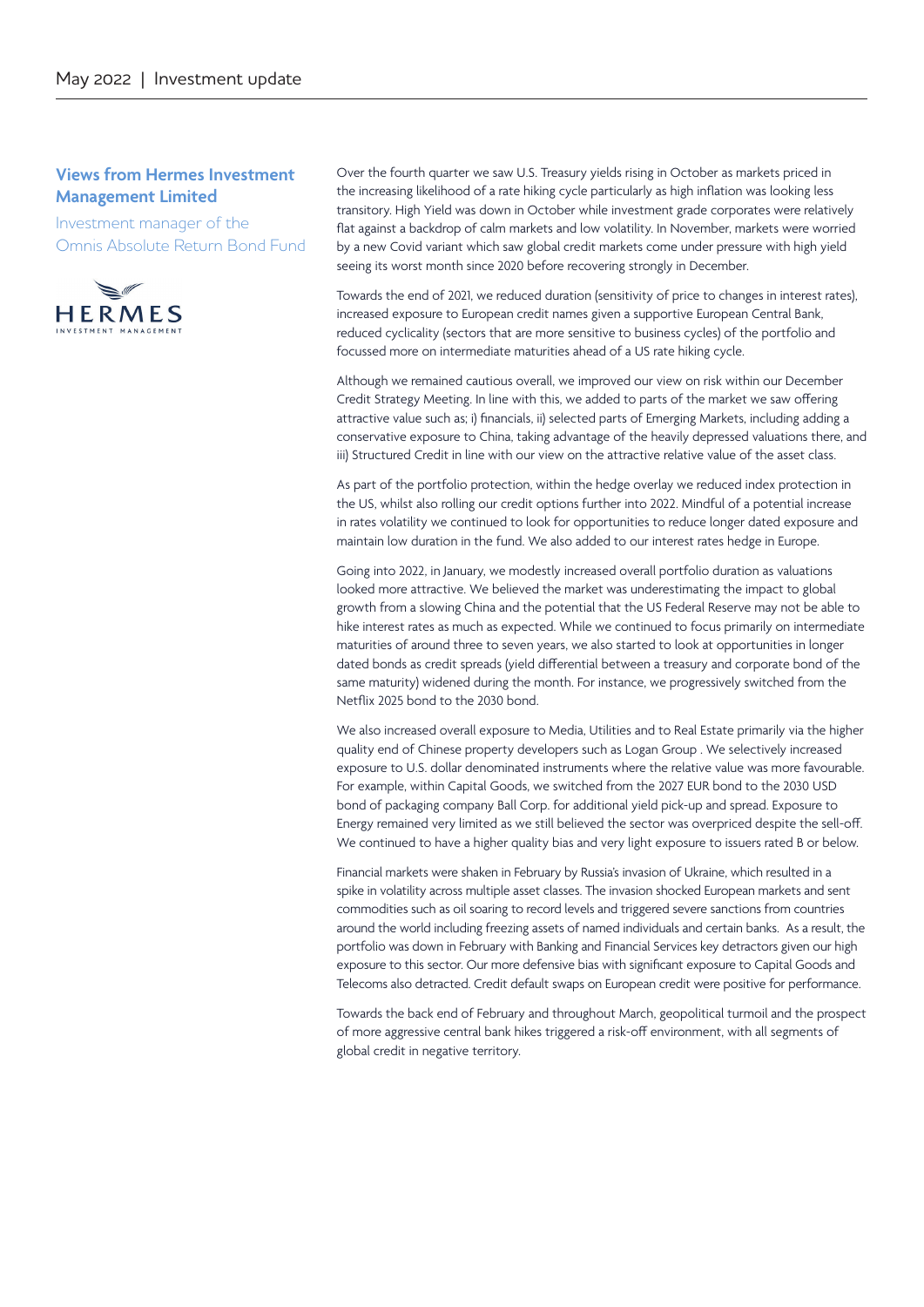## Views from Hermes Investment Management Limited

Investment manager of the Omnis Absolute Return Bond Fund

HERMES INVESTMENT MANAGEMENT

Over the fourth quarter we saw U.S. Treasury yields rising in October as markets priced in the increasing likelihood of a rate hiking cycle particularly as high inflation was looking less transitory. High Yield was down in October while investment grade corporates were relatively flat against a backdrop of calm markets and low volatility. In November, markets were worried by a new Covid variant which saw global credit markets come under pressure with high yield seeing its worst month since 2020 before recovering strongly in December.

Towards the end of 2021, we reduced duration (sensitivity of price to changes in interest rates), increased exposure to European credit names given a supportive European Central Bank, reduced cyclicality (sectors that are more sensitive to business cycles) of the portfolio and focussed more on intermediate maturities ahead of a US rate hiking cycle.

Although we remained cautious overall, we improved our view on risk within our December Credit Strategy Meeting. In line with this, we added to parts of the market we saw offering attractive value such as; i) financials, ii) selected parts of Emerging Markets, including adding a conservative exposure to China, taking advantage of the heavily depressed valuations there, and iii) Structured Credit in line with our view on the attractive relative value of the asset class.

As part of the portfolio protection, within the hedge overlay we reduced index protection in the US, whilst also rolling our credit options further into 2022. Mindful of a potential increase in rates volatility we continued to look for opportunities to reduce longer dated exposure and maintain low duration in the fund. We also added to our interest rates hedge in Europe.

Going into 2022, in January, we modestly increased overall portfolio duration as valuations looked more attractive. We believed the market was underestimating the impact to global growth from a slowing China and the potential that the US Federal Reserve may not be able to hike interest rates as much as expected. While we continued to focus primarily on intermediate maturities of around three to seven years, we also started to look at opportunities in longer dated bonds as credit spreads (yield differential between a treasury and corporate bond of the same maturity) widened during the month. For instance, we progressively switched from the Netflix 2025 bond to the 2030 bond.

We also increased overall exposure to Media, Utilities and to Real Estate primarily via the higher quality end of Chinese property developers such as Logan Group . We selectively increased exposure to U.S. dollar denominated instruments where the relative value was more favourable. For example, within Capital Goods, we switched from the 2027 EUR bond to the 2030 USD bond of packaging company Ball Corp. for additional yield pick-up and spread. Exposure to Energy remained very limited as we still believed the sector was overpriced despite the sell-off. We continued to have a higher quality bias and very light exposure to issuers rated B or below.

Financial markets were shaken in February by Russia's invasion of Ukraine, which resulted in a spike in volatility across multiple asset classes. The invasion shocked European markets and sent commodities such as oil soaring to record levels and triggered severe sanctions from countries around the world including freezing assets of named individuals and certain banks. As a result, the portfolio was down in February with Banking and Financial Services key detractors given our high exposure to this sector. Our more defensive bias with significant exposure to Capital Goods and Telecoms also detracted. Credit default swaps on European credit were positive for performance.

Towards the back end of February and throughout March, geopolitical turmoil and the prospect of more aggressive central bank hikes triggered a risk-off environment, with all segments of global credit in negative territory.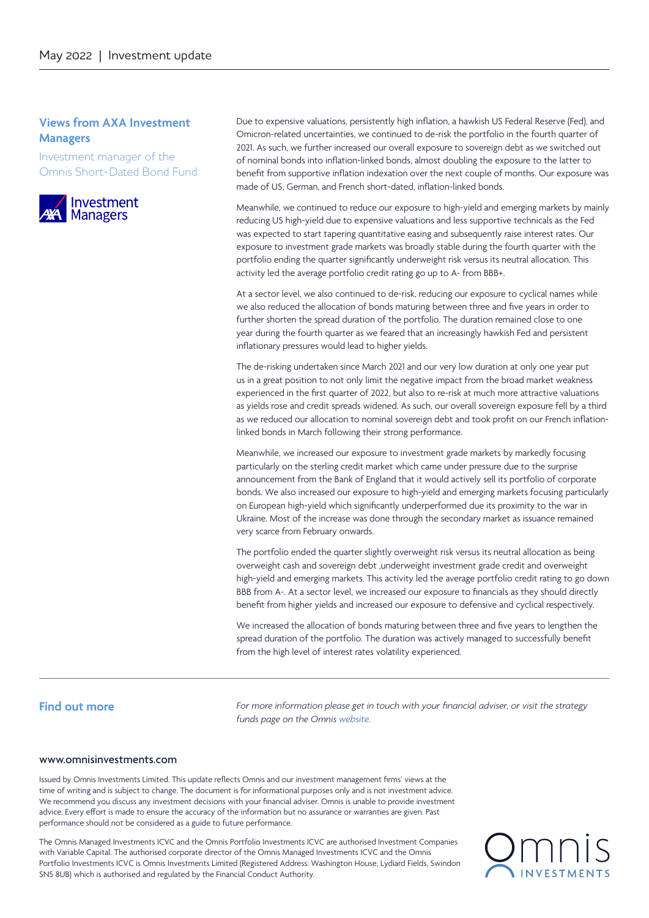## Views from AXA Investment Managers

Investment manager of the Omnis Short-Dated Bond Fund

Due to expensive valuations, persistently high inflation, a hawkish US Federal Reserve (Fed), and Omicron-related uncertainties, we continued to de-risk the portfolio in the fourth quarter of 2021. As such, we further increased our overall exposure to sovereign debt as we switched out of nominal bonds into inflation-linked bonds, almost doubling the exposure to the latter to benefit from supportive inflation indexation over the next couple of months. Our exposure was made of US, German, and French short-dated, inflation-linked bonds.

Meanwhile, we continued to reduce our exposure to high-yield and emerging markets by mainly reducing US high-yield due to expensive valuations and less supportive technicals as the Fed was expected to start tapering quantitative easing and subsequently raise interest rates. Our exposure to investment grade markets was broadly stable during the fourth quarter with the portfolio ending the quarter significantly underweight risk versus its neutral allocation. This activity led the average portfolio credit rating go up to A- from BBB+.

At a sector level, we also continued to de-risk, reducing our exposure to cyclical names while we also reduced the allocation of bonds maturing between three and five years in order to further shorten the spread duration of the portfolio. The duration remained close to one year during the fourth quarter as we feared that an increasingly hawkish Fed and persistent inflationary pressures would lead to higher yields.

The de-risking undertaken since March 2021 and our very low duration at only one year put us in a great position to not only limit the negative impact from the broad market weakness experienced in the first quarter of 2022, but also to re-risk at much more attractive valuations as yields rose and credit spreads widened. As such, our overall sovereign exposure fell by a third as we reduced our allocation to nominal sovereign debt and took profit on our French inflation-linked bonds in March following their strong performance.

Meanwhile, we increased our exposure to investment grade markets by markedly focusing particularly on the sterling credit market which came under pressure due to the surprise announcement from the Bank of England that it would actively sell its portfolio of corporate bonds. We also increased our exposure to high-yield and emerging markets focusing particularly on European high-yield which significantly underperformed due its proximity to the war in Ukraine. Most of the increase was done through the secondary market as issuance remained very scarce from February onwards.

The portfolio ended the quarter slightly overweight risk versus its neutral allocation as being overweight cash and sovereign debt ,underweight investment grade credit and overweight high-yield and emerging markets. This activity led the average portfolio credit rating to go down BBB from A-. At a sector level, we increased our exposure to financials as they should directly benefit from higher yields and increased our exposure to defensive and cyclical respectively.

We increased the allocation of bonds maturing between three and five years to lengthen the spread duration of the portfolio. The duration was actively managed to successfully benefit from the high level of interest rates volatility experienced.

## Find out more

*For more information please get in touch with your financial adviser, or visit the strategy funds page on the Omnis website.*

www.omnisinvestments.com

Issued by Omnis Investments Limited. This update reflects Omnis and our investment management firms' views at the time of writing and is subject to change. The document is for informational purposes only and is not investment advice. We recommend you discuss any investment decisions with your financial adviser. Omnis is unable to provide investment advice. Every effort is made to ensure the accuracy of the information but no assurance or warranties are given. Past performance should not be considered as a guide to future performance.

The Omnis Managed Investments ICVC and the Omnis Portfolio Investments ICVC are authorised Investment Companies with Variable Capital. The authorised corporate director of the Omnis Managed Investments ICVC and the Omnis Portfolio Investments ICVC is Omnis Investments Limited (Registered Address: Washington House, Lydiard Fields, Swindon SN5 8UB) which is authorised and regulated by the Financial Conduct Authority.